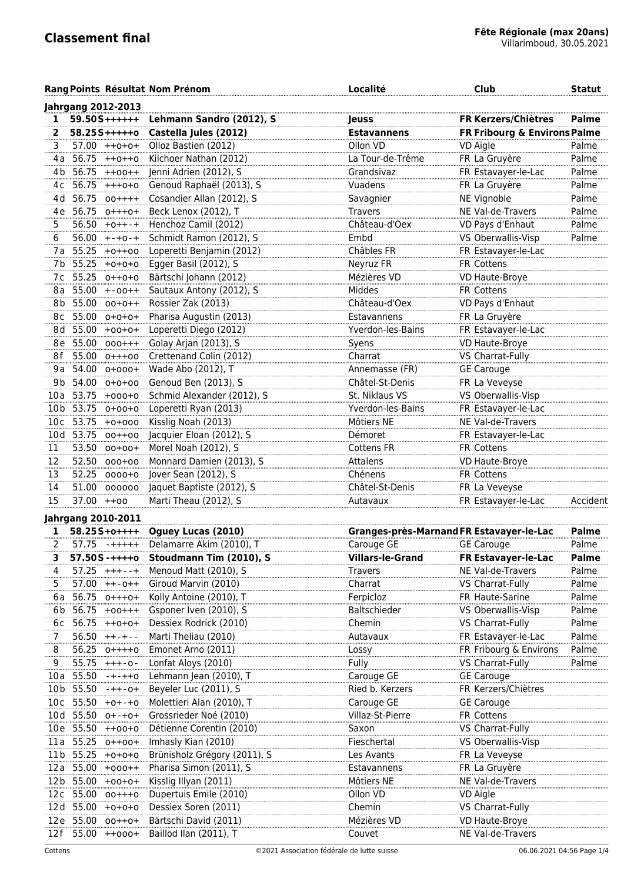# Classement final

**Fête Régionale (max 20ans)**
Villarimboud, 30.05.2021

| Rang | Points | Résultat | Nom Prénom | Localité | Club | Statut |
|---|---|---|---|---|---|---|
| **Jahrgang 2012-2013** | | | | | | |
| **1** | **59.50 S** | **++++++** | **Lehmann Sandro (2012), S** | **Jeuss** | **FR Kerzers/Chiètres** | **Palme** |
| **2** | **58.25 S** | **+++++o** | **Castella Jules (2012)** | **Estavannens** | **FR Fribourg & Environs** | **Palme** |
| 3 | 57.00 | ++o+o+ | Olloz Bastien (2012) | Ollon VD | VD Aigle | Palme |
| 4a | 56.75 | ++o++o | Kilchoer Nathan (2012) | La Tour-de-Trême | FR La Gruyère | Palme |
| 4b | 56.75 | ++oo++ | Jenni Adrien (2012), S | Grandsivaz | FR Estavayer-le-Lac | Palme |
| 4c | 56.75 | +++o+o | Genoud Raphaël (2013), S | Vuadens | FR La Gruyère | Palme |
| 4d | 56.75 | oo++++ | Cosandier Allan (2012), S | Savagnier | NE Vignoble | Palme |
| 4e | 56.75 | o+++o+ | Beck Lenox (2012), T | Travers | NE Val-de-Travers | Palme |
| 5 | 56.50 | +o++-+ | Henchoz Camil (2012) | Château-d'Oex | VD Pays d'Enhaut | Palme |
| 6 | 56.00 | +-+o-+ | Schmidt Ramon (2012), S | Embd | VS Oberwallis-Visp | Palme |
| 7a | 55.25 | +o++oo | Loperetti Benjamin (2012) | Châbles FR | FR Estavayer-le-Lac | |
| 7b | 55.25 | +o+o+o | Egger Basil (2012), S | Neyruz FR | FR Cottens | |
| 7c | 55.25 | o++o+o | Bärtschi Johann (2012) | Mézières VD | VD Haute-Broye | |
| 8a | 55.00 | +-oo++ | Sautaux Antony (2012), S | Middes | FR Cottens | |
| 8b | 55.00 | oo+o++ | Rossier Zak (2013) | Château-d'Oex | VD Pays d'Enhaut | |
| 8c | 55.00 | o+o+o+ | Pharisa Augustin (2013) | Estavannens | FR La Gruyère | |
| 8d | 55.00 | +oo+o+ | Loperetti Diego (2012) | Yverdon-les-Bains | FR Estavayer-le-Lac | |
| 8e | 55.00 | ooo+++ | Golay Arjan (2013), S | Syens | VD Haute-Broye | |
| 8f | 55.00 | o+++oo | Crettenand Colin (2012) | Charrat | VS Charrat-Fully | |
| 9a | 54.00 | o+ooo+ | Wade Abo (2012), T | Annemasse (FR) | GE Carouge | |
| 9b | 54.00 | o+o+oo | Genoud Ben (2013), S | Châtel-St-Denis | FR La Veveyse | |
| 10a | 53.75 | +ooo+o | Schmid Alexander (2012), S | St. Niklaus VS | VS Oberwallis-Visp | |
| 10b | 53.75 | o+oo+o | Loperetti Ryan (2013) | Yverdon-les-Bains | FR Estavayer-le-Lac | |
| 10c | 53.75 | +o+ooo | Kisslig Noah (2013) | Môtiers NE | NE Val-de-Travers | |
| 10d | 53.75 | oo++oo | Jacquier Eloan (2012), S | Démoret | FR Estavayer-le-Lac | |
| 11 | 53.50 | oo+oo+ | Morel Noah (2012), S | Cottens FR | FR Cottens | |
| 12 | 52.50 | ooo+oo | Monnard Damien (2013), S | Attalens | VD Haute-Broye | |
| 13 | 52.25 | oooo+o | Jover Sean (2012), S | Chénens | FR Cottens | |
| 14 | 51.00 | oooooo | Jaquet Baptiste (2012), S | Châtel-St-Denis | FR La Veveyse | |
| 15 | 37.00 | ++oo | Marti Theau (2012), S | Autavaux | FR Estavayer-le-Lac | Accident |
| **Jahrgang 2010-2011** | | | | | | |
| **1** | **58.25 S** | **+o++++** | **Oguey Lucas (2010)** | **Granges-près-Marnand** | **FR Estavayer-le-Lac** | **Palme** |
| 2 | 57.75 | -+++++ | Delamarre Akim (2010), T | Carouge GE | GE Carouge | Palme |
| **3** | **57.50 S** | **-++++o** | **Stoudmann Tim (2010), S** | **Villars-le-Grand** | **FR Estavayer-le-Lac** | **Palme** |
| 4 | 57.25 | +++--+ | Menoud Matt (2010), S | Travers | NE Val-de-Travers | Palme |
| 5 | 57.00 | ++-o++ | Giroud Marvin (2010) | Charrat | VS Charrat-Fully | Palme |
| 6a | 56.75 | o+++o+ | Kolly Antoine (2010), T | Ferpicloz | FR Haute-Sarine | Palme |
| 6b | 56.75 | +oo+++ | Gsponer Iven (2010), S | Baltschieder | VS Oberwallis-Visp | Palme |
| 6c | 56.75 | ++o+o+ | Dessiex Rodrick (2010) | Chemin | VS Charrat-Fully | Palme |
| 7 | 56.50 | ++-+-- | Marti Theliau (2010) | Autavaux | FR Estavayer-le-Lac | Palme |
| 8 | 56.25 | o++++o | Emonet Arno (2011) | Lossy | FR Fribourg & Environs | Palme |
| 9 | 55.75 | +++-o- | Lonfat Aloys (2010) | Fully | VS Charrat-Fully | Palme |
| 10a | 55.50 | -+-++o | Lehmann Jean (2010), T | Carouge GE | GE Carouge | |
| 10b | 55.50 | -++-o+ | Beyeler Luc (2011), S | Ried b. Kerzers | FR Kerzers/Chiètres | |
| 10c | 55.50 | +o+-+o | Molettieri Alan (2010), T | Carouge GE | GE Carouge | |
| 10d | 55.50 | o+-+o+ | Grossrieder Noé (2010) | Villaz-St-Pierre | FR Cottens | |
| 10e | 55.50 | ++oo+o | Détienne Corentin (2010) | Saxon | VS Charrat-Fully | |
| 11a | 55.25 | o++oo+ | Imhasly Kian (2010) | Fieschertal | VS Oberwallis-Visp | |
| 11b | 55.25 | +o+o+o | Brünisholz Grégory (2011), S | Les Avants | FR La Veveyse | |
| 12a | 55.00 | +ooo++ | Pharisa Simon (2011), S | Estavannens | FR La Gruyère | |
| 12b | 55.00 | +oo+o+ | Kisslig Illyan (2011) | Môtiers NE | NE Val-de-Travers | |
| 12c | 55.00 | oo+++o | Dupertuis Emile (2010) | Ollon VD | VD Aigle | |
| 12d | 55.00 | +o+o+o | Dessiex Soren (2011) | Chemin | VS Charrat-Fully | |
| 12e | 55.00 | oo++o+ | Bärtschi David (2011) | Mézières VD | VD Haute-Broye | |
| 12f | 55.00 | ++ooo+ | Baillod Ilan (2011), T | Couvet | NE Val-de-Travers | |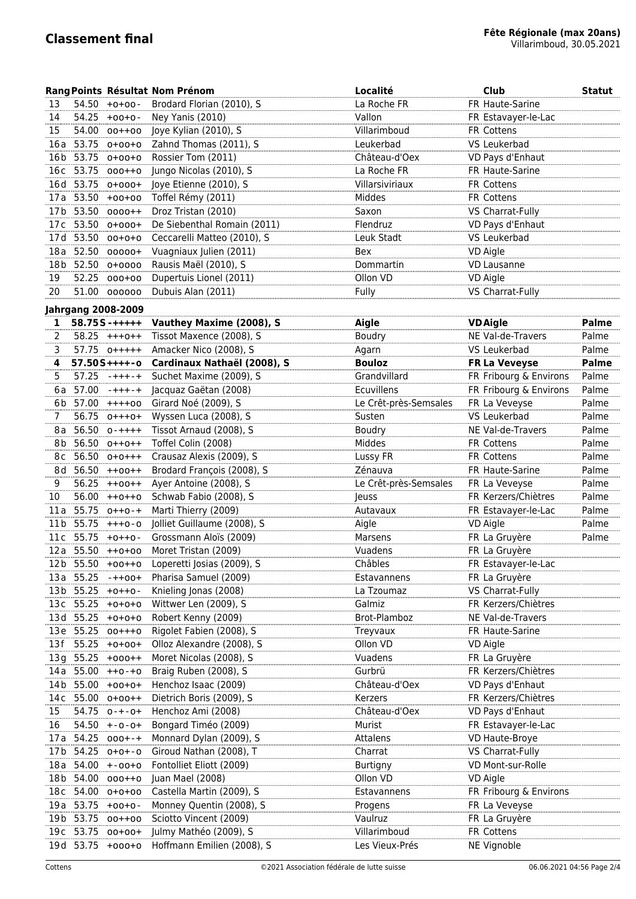# Classement final

**Fête Régionale (max 20ans)**
Villarimboud, 30.05.2021

| Rang | Points | Résultat | Nom Prénom | Localité | Club | Statut |
|---|---|---|---|---|---|---|
| 13 | 54.50 | +o+oo- | Brodard Florian (2010), S | La Roche FR | FR Haute-Sarine | |
| 14 | 54.25 | +oo+o- | Ney Yanis (2010) | Vallon | FR Estavayer-le-Lac | |
| 15 | 54.00 | oo++oo | Joye Kylian (2010), S | Villarimboud | FR Cottens | |
| 16a | 53.75 | o+oo+o | Zahnd Thomas (2011), S | Leukerbad | VS Leukerbad | |
| 16b | 53.75 | o+oo+o | Rossier Tom (2011) | Château-d'Oex | VD Pays d'Enhaut | |
| 16c | 53.75 | ooo++o | Jungo Nicolas (2010), S | La Roche FR | FR Haute-Sarine | |
| 16d | 53.75 | o+ooo+ | Joye Etienne (2010), S | Villarsiviriaux | FR Cottens | |
| 17a | 53.50 | +oo+oo | Toffel Rémy (2011) | Middes | FR Cottens | |
| 17b | 53.50 | oooo++ | Droz Tristan (2010) | Saxon | VS Charrat-Fully | |
| 17c | 53.50 | o+ooo+ | De Siebenthal Romain (2011) | Flendruz | VD Pays d'Enhaut | |
| 17d | 53.50 | oo+o+o | Ceccarelli Matteo (2010), S | Leuk Stadt | VS Leukerbad | |
| 18a | 52.50 | ooooo+ | Vuagniaux Julien (2011) | Bex | VD Aigle | |
| 18b | 52.50 | o+oooo | Rausis Maël (2010), S | Dommartin | VD Lausanne | |
| 19 | 52.25 | ooo+oo | Dupertuis Lionel (2011) | Ollon VD | VD Aigle | |
| 20 | 51.00 | oooooo | Dubuis Alan (2011) | Fully | VS Charrat-Fully | |
| **Jahrgang 2008-2009** | | | | | | |
| **1** | **58.75S** | **-+++++** | **Vauthey Maxime (2008), S** | **Aigle** | **VD Aigle** | **Palme** |
| 2 | 58.25 | +++o++ | Tissot Maxence (2008), S | Boudry | NE Val-de-Travers | Palme |
| 3 | 57.75 | o+++++ | Amacker Nico (2008), S | Agarn | VS Leukerbad | Palme |
| **4** | **57.50S** | **++++-o** | **Cardinaux Nathaël (2008), S** | **Bouloz** | **FR La Veveyse** | **Palme** |
| 5 | 57.25 | -+++-+ | Suchet Maxime (2009), S | Grandvillard | FR Fribourg & Environs | Palme |
| 6a | 57.00 | -+++-+ | Jacquaz Gaëtan (2008) | Ecuvillens | FR Fribourg & Environs | Palme |
| 6b | 57.00 | ++++oo | Girard Noé (2009), S | Le Crêt-près-Semsales | FR La Veveyse | Palme |
| 7 | 56.75 | o+++o+ | Wyssen Luca (2008), S | Susten | VS Leukerbad | Palme |
| 8a | 56.50 | o-++++ | Tissot Arnaud (2008), S | Boudry | NE Val-de-Travers | Palme |
| 8b | 56.50 | o++o++ | Toffel Colin (2008) | Middes | FR Cottens | Palme |
| 8c | 56.50 | o+o+++ | Crausaz Alexis (2009), S | Lussy FR | FR Cottens | Palme |
| 8d | 56.50 | ++oo++ | Brodard François (2008), S | Zénauva | FR Haute-Sarine | Palme |
| 9 | 56.25 | ++oo++ | Ayer Antoine (2008), S | Le Crêt-près-Semsales | FR La Veveyse | Palme |
| 10 | 56.00 | ++o++o | Schwab Fabio (2008), S | Jeuss | FR Kerzers/Chiètres | Palme |
| 11a | 55.75 | o++o-+ | Marti Thierry (2009) | Autavaux | FR Estavayer-le-Lac | Palme |
| 11b | 55.75 | +++o-o | Jolliet Guillaume (2008), S | Aigle | VD Aigle | Palme |
| 11c | 55.75 | +o++o- | Grossmann Aloïs (2009) | Marsens | FR La Gruyère | Palme |
| 12a | 55.50 | ++o+oo | Moret Tristan (2009) | Vuadens | FR La Gruyère | |
| 12b | 55.50 | +oo++o | Loperetti Josias (2009), S | Châbles | FR Estavayer-le-Lac | |
| 13a | 55.25 | -++oo+ | Pharisa Samuel (2009) | Estavannens | FR La Gruyère | |
| 13b | 55.25 | +o++o- | Knieling Jonas (2008) | La Tzoumaz | VS Charrat-Fully | |
| 13c | 55.25 | +o+o+o | Wittwer Len (2009), S | Galmiz | FR Kerzers/Chiètres | |
| 13d | 55.25 | +o+o+o | Robert Kenny (2009) | Brot-Plamboz | NE Val-de-Travers | |
| 13e | 55.25 | oo+++o | Rigolet Fabien (2008), S | Treyvaux | FR Haute-Sarine | |
| 13f | 55.25 | +o+oo+ | Olloz Alexandre (2008), S | Ollon VD | VD Aigle | |
| 13g | 55.25 | +ooo++ | Moret Nicolas (2008), S | Vuadens | FR La Gruyère | |
| 14a | 55.00 | ++o-+o | Braig Ruben (2008), S | Gurbrü | FR Kerzers/Chiètres | |
| 14b | 55.00 | +oo+o+ | Henchoz Isaac (2009) | Château-d'Oex | VD Pays d'Enhaut | |
| 14c | 55.00 | o+oo++ | Dietrich Boris (2009), S | Kerzers | FR Kerzers/Chiètres | |
| 15 | 54.75 | o-+-o+ | Henchoz Ami (2008) | Château-d'Oex | VD Pays d'Enhaut | |
| 16 | 54.50 | +-o-o+ | Bongard Timéo (2009) | Murist | FR Estavayer-le-Lac | |
| 17a | 54.25 | ooo+-+ | Monnard Dylan (2009), S | Attalens | VD Haute-Broye | |
| 17b | 54.25 | o+o+-o | Giroud Nathan (2008), T | Charrat | VS Charrat-Fully | |
| 18a | 54.00 | +-oo+o | Fontolliet Eliott (2009) | Burtigny | VD Mont-sur-Rolle | |
| 18b | 54.00 | ooo++o | Juan Mael (2008) | Ollon VD | VD Aigle | |
| 18c | 54.00 | o+o+oo | Castella Martin (2009), S | Estavannens | FR Fribourg & Environs | |
| 19a | 53.75 | +oo+o- | Monney Quentin (2008), S | Progens | FR La Veveyse | |
| 19b | 53.75 | oo++oo | Sciotto Vincent (2009) | Vaulruz | FR La Gruyère | |
| 19c | 53.75 | oo+oo+ | Julmy Mathéo (2009), S | Villarimboud | FR Cottens | |
| 19d | 53.75 | +ooo+o | Hoffmann Emilien (2008), S | Les Vieux-Prés | NE Vignoble | |

Cottens ©2021 Association fédérale de lutte suisse 06.06.2021 04:56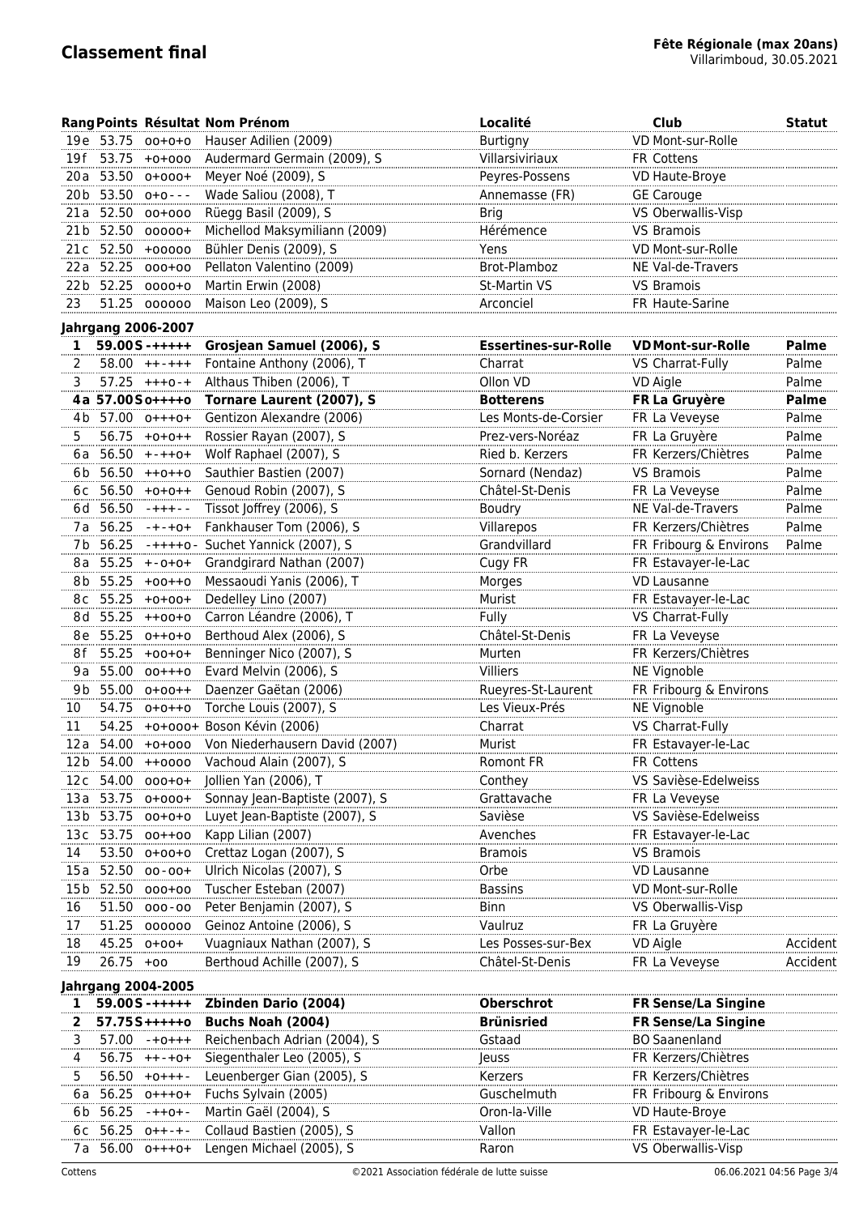## Classement final

**Fête Régionale (max 20ans)**
Villarimboud, 30.05.2021

| Rang | Points | Résultat | Nom Prénom | Localité | Club | Statut |
|---|---|---|---|---|---|---|
| 19e | 53.75 | oo+o+o | Hauser Adilien (2009) | Burtigny | VD Mont-sur-Rolle | |
| 19f | 53.75 | +o+ooo | Audermard Germain (2009), S | Villarsiviriaux | FR Cottens | |
| 20a | 53.50 | o+ooo+ | Meyer Noé (2009), S | Peyres-Possens | VD Haute-Broye | |
| 20b | 53.50 | o+o--- | Wade Saliou (2008), T | Annemasse (FR) | GE Carouge | |
| 21a | 52.50 | oo+ooo | Rüegg Basil (2009), S | Brig | VS Oberwallis-Visp | |
| 21b | 52.50 | ooooo+ | Michellod Maksymiliann (2009) | Hérémence | VS Bramois | |
| 21c | 52.50 | +ooooo | Bühler Denis (2009), S | Yens | VD Mont-sur-Rolle | |
| 22a | 52.25 | ooo+oo | Pellaton Valentino (2009) | Brot-Plamboz | NE Val-de-Travers | |
| 22b | 52.25 | oooo+o | Martin Erwin (2008) | St-Martin VS | VS Bramois | |
| 23 | 51.25 | oooooo | Maison Leo (2009), S | Arconciel | FR Haute-Sarine | |

**Jahrgang 2006-2007**

| Rang | Points | Résultat | Nom Prénom | Localité | Club | Statut |
|---|---|---|---|---|---|---|
| **1** | **59.00S** | **-+++++** | **Grosjean Samuel (2006), S** | **Essertines-sur-Rolle** | **VD Mont-sur-Rolle** | **Palme** |
| 2 | 58.00 | ++-+++ | Fontaine Anthony (2006), T | Charrat | VS Charrat-Fully | Palme |
| 3 | 57.25 | +++o-+ | Althaus Thiben (2006), T | Ollon VD | VD Aigle | Palme |
| **4a** | **57.00S** | **o++++o** | **Tornare Laurent (2007), S** | **Botterens** | **FR La Gruyère** | **Palme** |
| 4b | 57.00 | o+++o+ | Gentizon Alexandre (2006) | Les Monts-de-Corsier | FR La Veveyse | Palme |
| 5 | 56.75 | +o+o++ | Rossier Rayan (2007), S | Prez-vers-Noréaz | FR La Gruyère | Palme |
| 6a | 56.50 | +-++o+ | Wolf Raphael (2007), S | Ried b. Kerzers | FR Kerzers/Chiètres | Palme |
| 6b | 56.50 | ++o++o | Sauthier Bastien (2007) | Sornard (Nendaz) | VS Bramois | Palme |
| 6c | 56.50 | +o+o++ | Genoud Robin (2007), S | Châtel-St-Denis | FR La Veveyse | Palme |
| 6d | 56.50 | -+++-- | Tissot Joffrey (2006), S | Boudry | NE Val-de-Travers | Palme |
| 7a | 56.25 | -+-+o+ | Fankhauser Tom (2006), S | Villarepos | FR Kerzers/Chiètres | Palme |
| 7b | 56.25 | -++++o- | Suchet Yannick (2007), S | Grandvillard | FR Fribourg & Environs | Palme |
| 8a | 55.25 | +-o+o+ | Grandgirard Nathan (2007) | Cugy FR | FR Estavayer-le-Lac | |
| 8b | 55.25 | +oo++o | Messaoudi Yanis (2006), T | Morges | VD Lausanne | |
| 8c | 55.25 | +o+oo+ | Dedelley Lino (2007) | Murist | FR Estavayer-le-Lac | |
| 8d | 55.25 | ++oo+o | Carron Léandre (2006), T | Fully | VS Charrat-Fully | |
| 8e | 55.25 | o++o+o | Berthoud Alex (2006), S | Châtel-St-Denis | FR La Veveyse | |
| 8f | 55.25 | +oo+o+ | Benninger Nico (2007), S | Murten | FR Kerzers/Chiètres | |
| 9a | 55.00 | oo+++o | Evard Melvin (2006), S | Villiers | NE Vignoble | |
| 9b | 55.00 | o+oo++ | Daenzer Gaëtan (2006) | Rueyres-St-Laurent | FR Fribourg & Environs | |
| 10 | 54.75 | o+o++o | Torche Louis (2007), S | Les Vieux-Prés | NE Vignoble | |
| 11 | 54.25 | +o+ooo+ | Boson Kévin (2006) | Charrat | VS Charrat-Fully | |
| 12a | 54.00 | +o+ooo | Von Niederhausern David (2007) | Murist | FR Estavayer-le-Lac | |
| 12b | 54.00 | ++oooo | Vachoud Alain (2007), S | Romont FR | FR Cottens | |
| 12c | 54.00 | ooo+o+ | Jollien Yan (2006), T | Conthey | VS Savièse-Edelweiss | |
| 13a | 53.75 | o+ooo+ | Sonnay Jean-Baptiste (2007), S | Grattavache | FR La Veveyse | |
| 13b | 53.75 | oo+o+o | Luyet Jean-Baptiste (2007), S | Savièse | VS Savièse-Edelweiss | |
| 13c | 53.75 | oo++oo | Kapp Lilian (2007) | Avenches | FR Estavayer-le-Lac | |
| 14 | 53.50 | o+oo+o | Crettaz Logan (2007), S | Bramois | VS Bramois | |
| 15a | 52.50 | oo-oo+ | Ulrich Nicolas (2007), S | Orbe | VD Lausanne | |
| 15b | 52.50 | ooo+oo | Tuscher Esteban (2007) | Bassins | VD Mont-sur-Rolle | |
| 16 | 51.50 | ooo-oo | Peter Benjamin (2007), S | Binn | VS Oberwallis-Visp | |
| 17 | 51.25 | oooooo | Geinoz Antoine (2006), S | Vaulruz | FR La Gruyère | |
| 18 | 45.25 | o+oo+ | Vuagniaux Nathan (2007), S | Les Posses-sur-Bex | VD Aigle | Accident |
| 19 | 26.75 | +oo | Berthoud Achille (2007), S | Châtel-St-Denis | FR La Veveyse | Accident |

**Jahrgang 2004-2005**

| Rang | Points | Résultat | Nom Prénom | Localité | Club | Statut |
|---|---|---|---|---|---|---|
| **1** | **59.00S** | **-+++++** | **Zbinden Dario (2004)** | **Oberschrot** | **FR Sense/La Singine** | |
| **2** | **57.75S** | **+++++o** | **Buchs Noah (2004)** | **Brünisried** | **FR Sense/La Singine** | |
| 3 | 57.00 | -+o+++ | Reichenbach Adrian (2004), S | Gstaad | BO Saanenland | |
| 4 | 56.75 | ++-+o+ | Siegenthaler Leo (2005), S | Jeuss | FR Kerzers/Chiètres | |
| 5 | 56.50 | +o+++- | Leuenberger Gian (2005), S | Kerzers | FR Kerzers/Chiètres | |
| 6a | 56.25 | o+++o+ | Fuchs Sylvain (2005) | Guschelmuth | FR Fribourg & Environs | |
| 6b | 56.25 | -++o+- | Martin Gaël (2004), S | Oron-la-Ville | VD Haute-Broye | |
| 6c | 56.25 | o++-+- | Collaud Bastien (2005), S | Vallon | FR Estavayer-le-Lac | |
| 7a | 56.00 | o+++o+ | Lengen Michael (2005), S | Raron | VS Oberwallis-Visp | |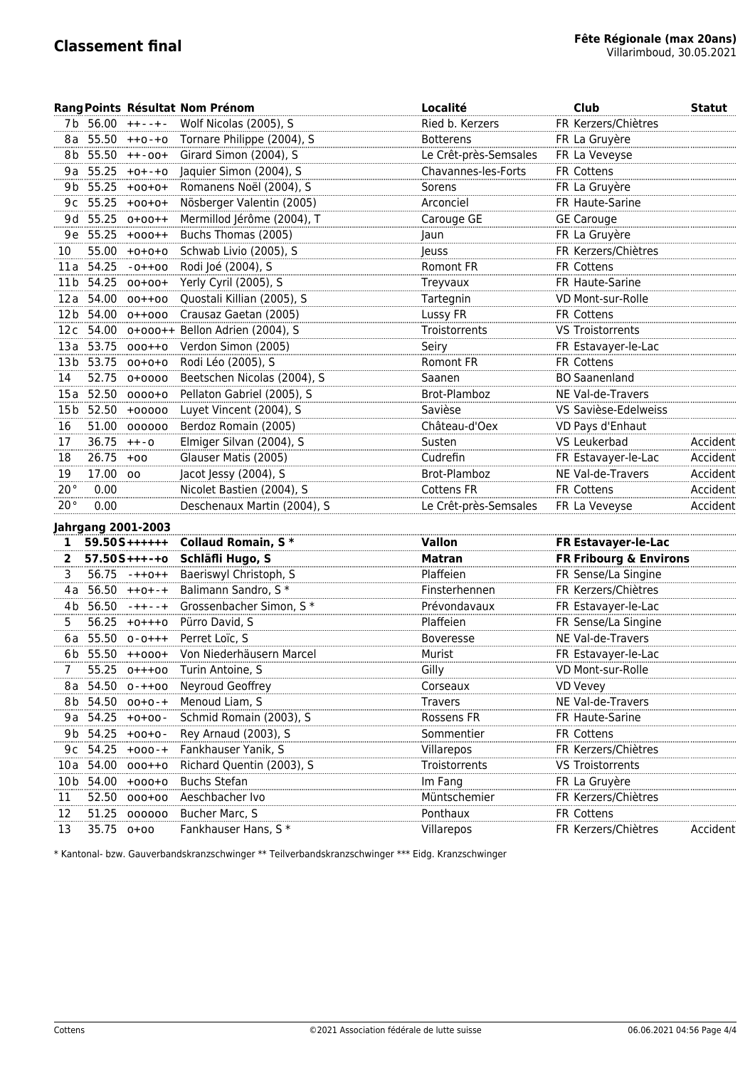# Classement final

**Fête Régionale (max 20ans)**
Villarimboud, 30.05.2021

| Rang | Points | Résultat | Nom Prénom | Localité | Club | Statut |
|---|---|---|---|---|---|---|
| 7b | 56.00 | ++--+- | Wolf Nicolas (2005), S | Ried b. Kerzers | FR Kerzers/Chiètres | |
| 8a | 55.50 | ++o-+o | Tornare Philippe (2004), S | Botterens | FR La Gruyère | |
| 8b | 55.50 | ++-oo+ | Girard Simon (2004), S | Le Crêt-près-Semsales | FR La Veveyse | |
| 9a | 55.25 | +o+-+o | Jaquier Simon (2004), S | Chavannes-les-Forts | FR Cottens | |
| 9b | 55.25 | +oo+o+ | Romanens Noël (2004), S | Sorens | FR La Gruyère | |
| 9c | 55.25 | +oo+o+ | Nösberger Valentin (2005) | Arconciel | FR Haute-Sarine | |
| 9d | 55.25 | o+oo++ | Mermillod Jérôme (2004), T | Carouge GE | GE Carouge | |
| 9e | 55.25 | +ooo++ | Buchs Thomas (2005) | Jaun | FR La Gruyère | |
| 10 | 55.00 | +o+o+o | Schwab Livio (2005), S | Jeuss | FR Kerzers/Chiètres | |
| 11a | 54.25 | -o++oo | Rodi Joé (2004), S | Romont FR | FR Cottens | |
| 11b | 54.25 | oo+oo+ | Yerly Cyril (2005), S | Treyvaux | FR Haute-Sarine | |
| 12a | 54.00 | oo++oo | Quostali Killian (2005), S | Tartegnin | VD Mont-sur-Rolle | |
| 12b | 54.00 | o++ooo | Crausaz Gaetan (2005) | Lussy FR | FR Cottens | |
| 12c | 54.00 | o+ooo++ | Bellon Adrien (2004), S | Troistorrents | VS Troistorrents | |
| 13a | 53.75 | ooo++o | Verdon Simon (2005) | Seiry | FR Estavayer-le-Lac | |
| 13b | 53.75 | oo+o+o | Rodi Léo (2005), S | Romont FR | FR Cottens | |
| 14 | 52.75 | o+oooo | Beetschen Nicolas (2004), S | Saanen | BO Saanenland | |
| 15a | 52.50 | oooo+o | Pellaton Gabriel (2005), S | Brot-Plamboz | NE Val-de-Travers | |
| 15b | 52.50 | +ooooo | Luyet Vincent (2004), S | Savièse | VS Savièse-Edelweiss | |
| 16 | 51.00 | oooooo | Berdoz Romain (2005) | Château-d'Oex | VD Pays d'Enhaut | |
| 17 | 36.75 | ++-o | Elmiger Silvan (2004), S | Susten | VS Leukerbad | Accident |
| 18 | 26.75 | +oo | Glauser Matis (2005) | Cudrefin | FR Estavayer-le-Lac | Accident |
| 19 | 17.00 | oo | Jacot Jessy (2004), S | Brot-Plamboz | NE Val-de-Travers | Accident |
| 20° | 0.00 | | Nicolet Bastien (2004), S | Cottens FR | FR Cottens | Accident |
| 20° | 0.00 | | Deschenaux Martin (2004), S | Le Crêt-près-Semsales | FR La Veveyse | Accident |

**Jahrgang 2001-2003**

| Rang | Points | Résultat | Nom Prénom | Localité | Club | Statut |
|---|---|---|---|---|---|---|
| **1** | **59.50S** | **++++++** | **Collaud Romain, S *** | **Vallon** | **FR Estavayer-le-Lac** | |
| **2** | **57.50S** | **+++-+o** | **Schläfli Hugo, S** | **Matran** | **FR Fribourg & Environs** | |
| 3 | 56.75 | -++o++ | Baeriswyl Christoph, S | Plaffeien | FR Sense/La Singine | |
| 4a | 56.50 | ++o+-+ | Balimann Sandro, S * | Finsterhennen | FR Kerzers/Chiètres | |
| 4b | 56.50 | -++--+ | Grossenbacher Simon, S * | Prévondavaux | FR Estavayer-le-Lac | |
| 5 | 56.25 | +o+++o | Pürro David, S | Plaffeien | FR Sense/La Singine | |
| 6a | 55.50 | o-o+++ | Perret Loïc, S | Boveresse | NE Val-de-Travers | |
| 6b | 55.50 | ++ooo+ | Von Niederhäusern Marcel | Murist | FR Estavayer-le-Lac | |
| 7 | 55.25 | o+++oo | Turin Antoine, S | Gilly | VD Mont-sur-Rolle | |
| 8a | 54.50 | o-++oo | Neyroud Geoffrey | Corseaux | VD Vevey | |
| 8b | 54.50 | oo+o-+ | Menoud Liam, S | Travers | NE Val-de-Travers | |
| 9a | 54.25 | +o+oo- | Schmid Romain (2003), S | Rossens FR | FR Haute-Sarine | |
| 9b | 54.25 | +oo+o- | Rey Arnaud (2003), S | Sommentier | FR Cottens | |
| 9c | 54.25 | +ooo-+ | Fankhauser Yanik, S | Villarepos | FR Kerzers/Chiètres | |
| 10a | 54.00 | ooo++o | Richard Quentin (2003), S | Troistorrents | VS Troistorrents | |
| 10b | 54.00 | +ooo+o | Buchs Stefan | Im Fang | FR La Gruyère | |
| 11 | 52.50 | ooo+oo | Aeschbacher Ivo | Müntschemier | FR Kerzers/Chiètres | |
| 12 | 51.25 | oooooo | Bucher Marc, S | Ponthaux | FR Cottens | |
| 13 | 35.75 | o+oo | Fankhauser Hans, S * | Villarepos | FR Kerzers/Chiètres | Accident |

* Kantonal- bzw. Gauverbandskranzschwinger ** Teilverbandskranzschwinger *** Eidg. Kranzschwinger